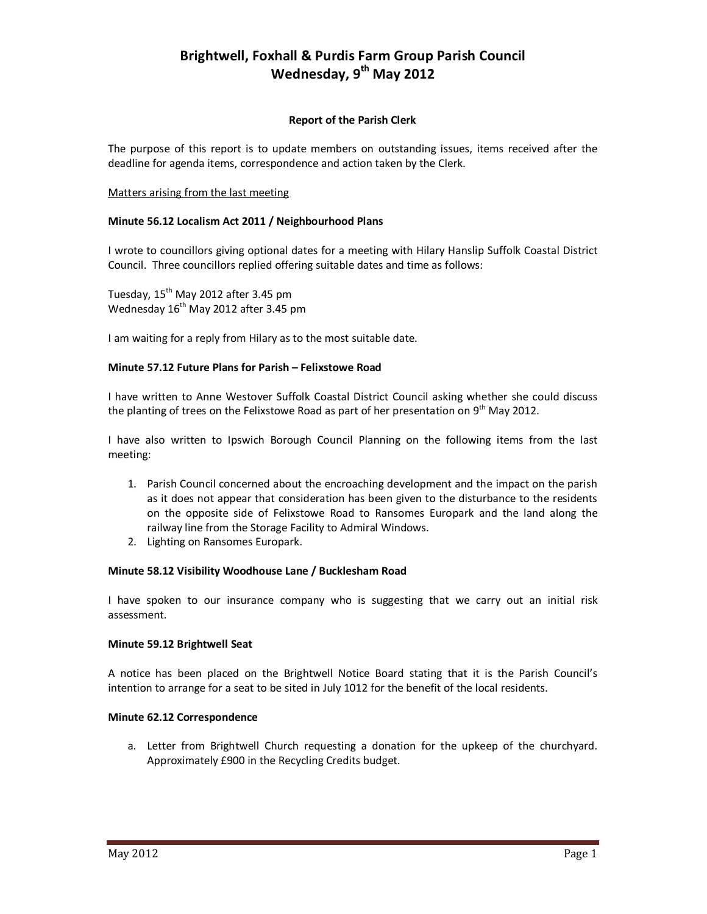# Brightwell, Foxhall & Purdis Farm Group Parish Council
# Wednesday, 9th May 2012

### Report of the Parish Clerk

The purpose of this report is to update members on outstanding issues, items received after the deadline for agenda items, correspondence and action taken by the Clerk.

Matters arising from the last meeting

**Minute 56.12 Localism Act 2011 / Neighbourhood Plans**

I wrote to councillors giving optional dates for a meeting with Hilary Hanslip Suffolk Coastal District Council. Three councillors replied offering suitable dates and time as follows:

Tuesday, 15th May 2012 after 3.45 pm
Wednesday 16th May 2012 after 3.45 pm

I am waiting for a reply from Hilary as to the most suitable date.

**Minute 57.12 Future Plans for Parish – Felixstowe Road**

I have written to Anne Westover Suffolk Coastal District Council asking whether she could discuss the planting of trees on the Felixstowe Road as part of her presentation on 9th May 2012.

I have also written to Ipswich Borough Council Planning on the following items from the last meeting:

1. Parish Council concerned about the encroaching development and the impact on the parish as it does not appear that consideration has been given to the disturbance to the residents on the opposite side of Felixstowe Road to Ransomes Europark and the land along the railway line from the Storage Facility to Admiral Windows.
2. Lighting on Ransomes Europark.

**Minute 58.12 Visibility Woodhouse Lane / Bucklesham Road**

I have spoken to our insurance company who is suggesting that we carry out an initial risk assessment.

**Minute 59.12 Brightwell Seat**

A notice has been placed on the Brightwell Notice Board stating that it is the Parish Council's intention to arrange for a seat to be sited in July 1012 for the benefit of the local residents.

**Minute 62.12 Correspondence**

a. Letter from Brightwell Church requesting a donation for the upkeep of the churchyard. Approximately £900 in the Recycling Credits budget.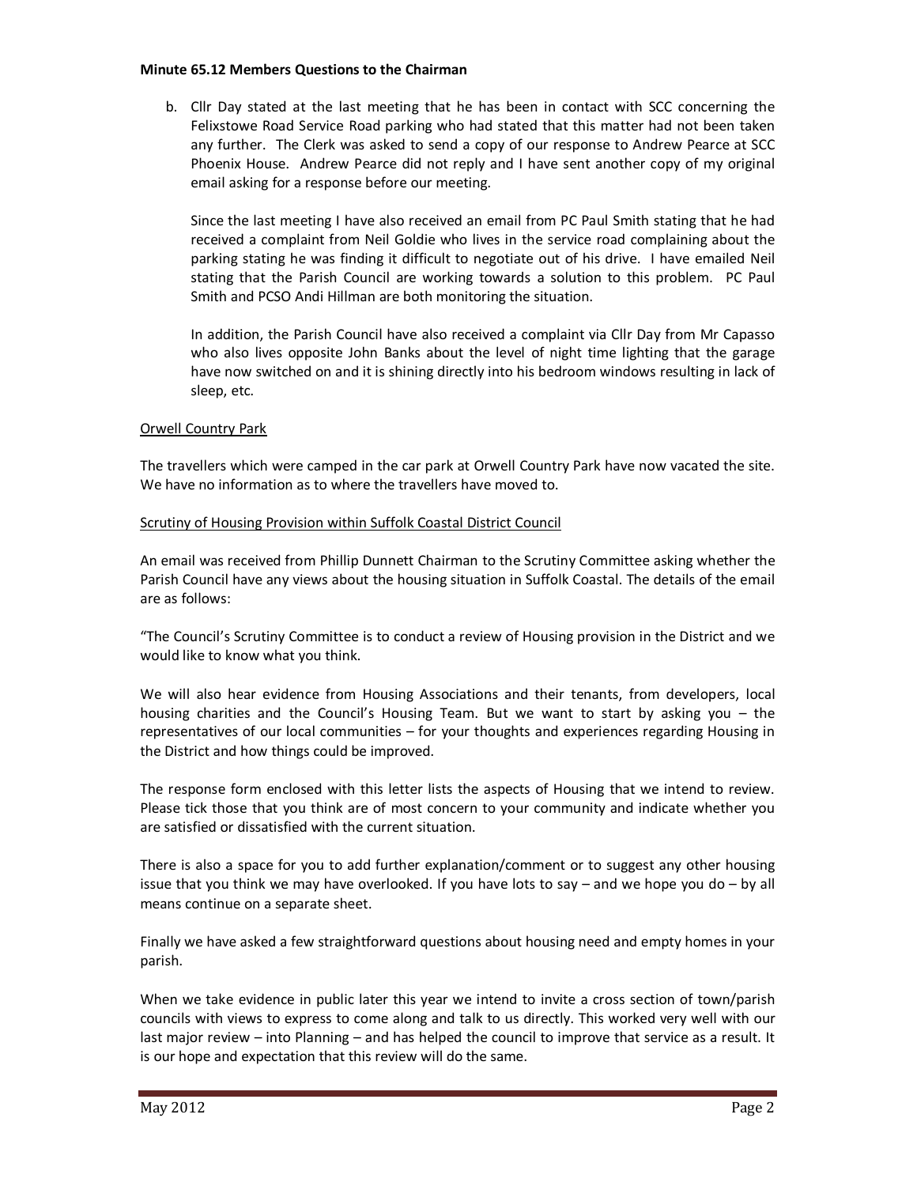**Minute 65.12 Members Questions to the Chairman**

b. Cllr Day stated at the last meeting that he has been in contact with SCC concerning the Felixstowe Road Service Road parking who had stated that this matter had not been taken any further. The Clerk was asked to send a copy of our response to Andrew Pearce at SCC Phoenix House. Andrew Pearce did not reply and I have sent another copy of my original email asking for a response before our meeting.

   Since the last meeting I have also received an email from PC Paul Smith stating that he had received a complaint from Neil Goldie who lives in the service road complaining about the parking stating he was finding it difficult to negotiate out of his drive. I have emailed Neil stating that the Parish Council are working towards a solution to this problem. PC Paul Smith and PCSO Andi Hillman are both monitoring the situation.

   In addition, the Parish Council have also received a complaint via Cllr Day from Mr Capasso who also lives opposite John Banks about the level of night time lighting that the garage have now switched on and it is shining directly into his bedroom windows resulting in lack of sleep, etc.

<u>Orwell Country Park</u>

The travellers which were camped in the car park at Orwell Country Park have now vacated the site. We have no information as to where the travellers have moved to.

<u>Scrutiny of Housing Provision within Suffolk Coastal District Council</u>

An email was received from Phillip Dunnett Chairman to the Scrutiny Committee asking whether the Parish Council have any views about the housing situation in Suffolk Coastal. The details of the email are as follows:

"The Council's Scrutiny Committee is to conduct a review of Housing provision in the District and we would like to know what you think.

We will also hear evidence from Housing Associations and their tenants, from developers, local housing charities and the Council's Housing Team. But we want to start by asking you – the representatives of our local communities – for your thoughts and experiences regarding Housing in the District and how things could be improved.

The response form enclosed with this letter lists the aspects of Housing that we intend to review. Please tick those that you think are of most concern to your community and indicate whether you are satisfied or dissatisfied with the current situation.

There is also a space for you to add further explanation/comment or to suggest any other housing issue that you think we may have overlooked. If you have lots to say – and we hope you do – by all means continue on a separate sheet.

Finally we have asked a few straightforward questions about housing need and empty homes in your parish.

When we take evidence in public later this year we intend to invite a cross section of town/parish councils with views to express to come along and talk to us directly. This worked very well with our last major review – into Planning – and has helped the council to improve that service as a result. It is our hope and expectation that this review will do the same.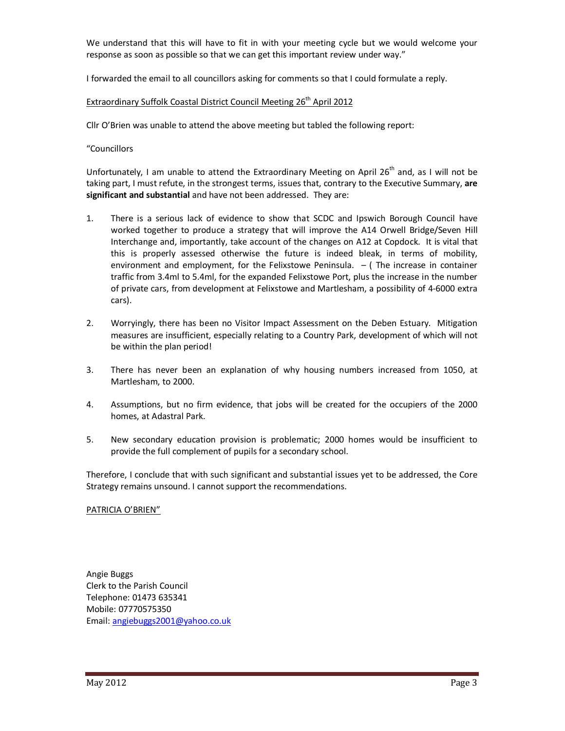We understand that this will have to fit in with your meeting cycle but we would welcome your response as soon as possible so that we can get this important review under way."

I forwarded the email to all councillors asking for comments so that I could formulate a reply.

Extraordinary Suffolk Coastal District Council Meeting 26th April 2012

Cllr O'Brien was unable to attend the above meeting but tabled the following report:

"Councillors

Unfortunately, I am unable to attend the Extraordinary Meeting on April 26th and, as I will not be taking part, I must refute, in the strongest terms, issues that, contrary to the Executive Summary, **are significant and substantial** and have not been addressed. They are:

1. There is a serious lack of evidence to show that SCDC and Ipswich Borough Council have worked together to produce a strategy that will improve the A14 Orwell Bridge/Seven Hill Interchange and, importantly, take account of the changes on A12 at Copdock. It is vital that this is properly assessed otherwise the future is indeed bleak, in terms of mobility, environment and employment, for the Felixstowe Peninsula. – ( The increase in container traffic from 3.4ml to 5.4ml, for the expanded Felixstowe Port, plus the increase in the number of private cars, from development at Felixstowe and Martlesham, a possibility of 4-6000 extra cars).

2. Worryingly, there has been no Visitor Impact Assessment on the Deben Estuary. Mitigation measures are insufficient, especially relating to a Country Park, development of which will not be within the plan period!

3. There has never been an explanation of why housing numbers increased from 1050, at Martlesham, to 2000.

4. Assumptions, but no firm evidence, that jobs will be created for the occupiers of the 2000 homes, at Adastral Park.

5. New secondary education provision is problematic; 2000 homes would be insufficient to provide the full complement of pupils for a secondary school.

Therefore, I conclude that with such significant and substantial issues yet to be addressed, the Core Strategy remains unsound. I cannot support the recommendations.

PATRICIA O'BRIEN"

Angie Buggs
Clerk to the Parish Council
Telephone: 01473 635341
Mobile: 07770575350
Email: angiebuggs2001@yahoo.co.uk